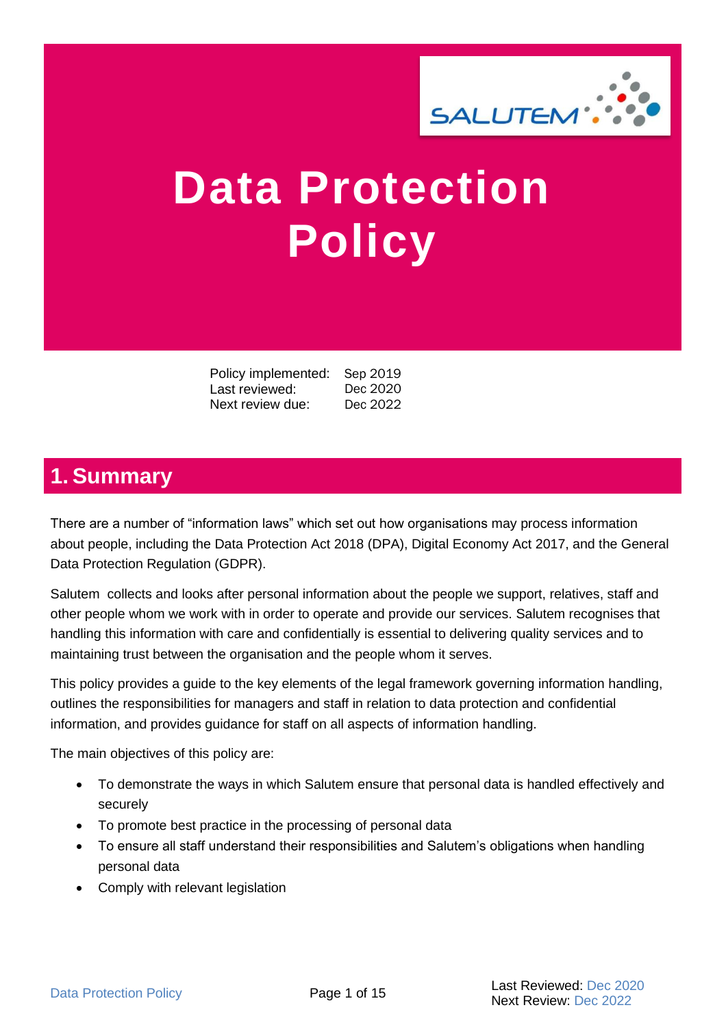# Data Protection Policy

| | |
|---|---|
| Policy implemented: | Sep 2019 |
| Last reviewed: | Dec 2020 |
| Next review due: | Dec 2022 |

## 1. Summary

There are a number of "information laws" which set out how organisations may process information about people, including the Data Protection Act 2018 (DPA), Digital Economy Act 2017, and the General Data Protection Regulation (GDPR).

Salutem collects and looks after personal information about the people we support, relatives, staff and other people whom we work with in order to operate and provide our services. Salutem recognises that handling this information with care and confidentially is essential to delivering quality services and to maintaining trust between the organisation and the people whom it serves.

This policy provides a guide to the key elements of the legal framework governing information handling, outlines the responsibilities for managers and staff in relation to data protection and confidential information, and provides guidance for staff on all aspects of information handling.

The main objectives of this policy are:

- To demonstrate the ways in which Salutem ensure that personal data is handled effectively and securely
- To promote best practice in the processing of personal data
- To ensure all staff understand their responsibilities and Salutem's obligations when handling personal data
- Comply with relevant legislation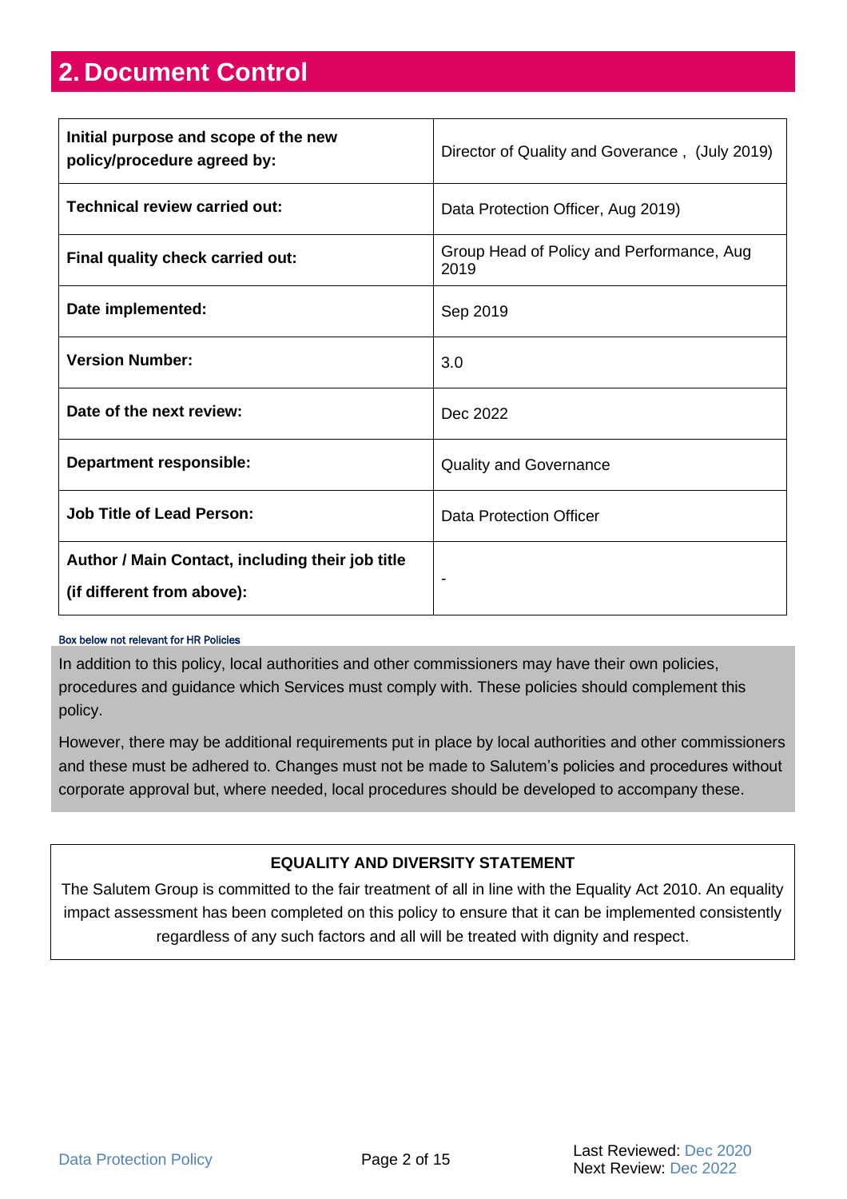## 2. Document Control

| | |
|---|---|
| **Initial purpose and scope of the new policy/procedure agreed by:** | Director of Quality and Goverance , (July 2019) |
| **Technical review carried out:** | Data Protection Officer, Aug 2019) |
| **Final quality check carried out:** | Group Head of Policy and Performance, Aug 2019 |
| **Date implemented:** | Sep 2019 |
| **Version Number:** | 3.0 |
| **Date of the next review:** | Dec 2022 |
| **Department responsible:** | Quality and Governance |
| **Job Title of Lead Person:** | Data Protection Officer |
| **Author / Main Contact, including their job title (if different from above):** | - |

Box below not relevant for HR Policies

In addition to this policy, local authorities and other commissioners may have their own policies, procedures and guidance which Services must comply with. These policies should complement this policy.

However, there may be additional requirements put in place by local authorities and other commissioners and these must be adhered to. Changes must not be made to Salutem's policies and procedures without corporate approval but, where needed, local procedures should be developed to accompany these.

**EQUALITY AND DIVERSITY STATEMENT**

The Salutem Group is committed to the fair treatment of all in line with the Equality Act 2010. An equality impact assessment has been completed on this policy to ensure that it can be implemented consistently regardless of any such factors and all will be treated with dignity and respect.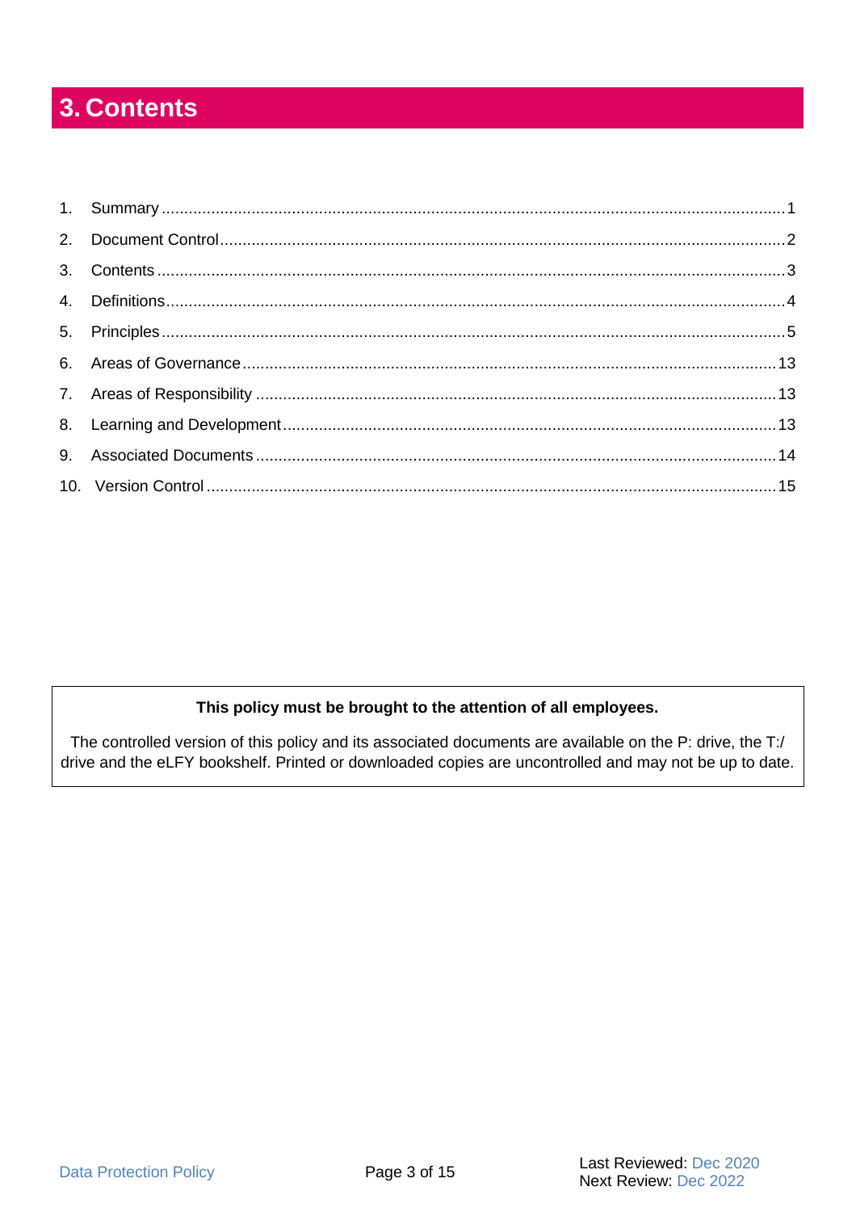# 3. Contents

1. Summary ........................................................................ 1
2. Document Control ........................................................... 2
3. Contents ......................................................................... 3
4. Definitions ...................................................................... 4
5. Principles ....................................................................... 5
6. Areas of Governance ....................................................... 13
7. Areas of Responsibility .................................................... 13
8. Learning and Development ............................................... 13
9. Associated Documents .................................................... 14
10. Version Control ............................................................. 15

**This policy must be brought to the attention of all employees.**

The controlled version of this policy and its associated documents are available on the P: drive, the T:/ drive and the eLFY bookshelf. Printed or downloaded copies are uncontrolled and may not be up to date.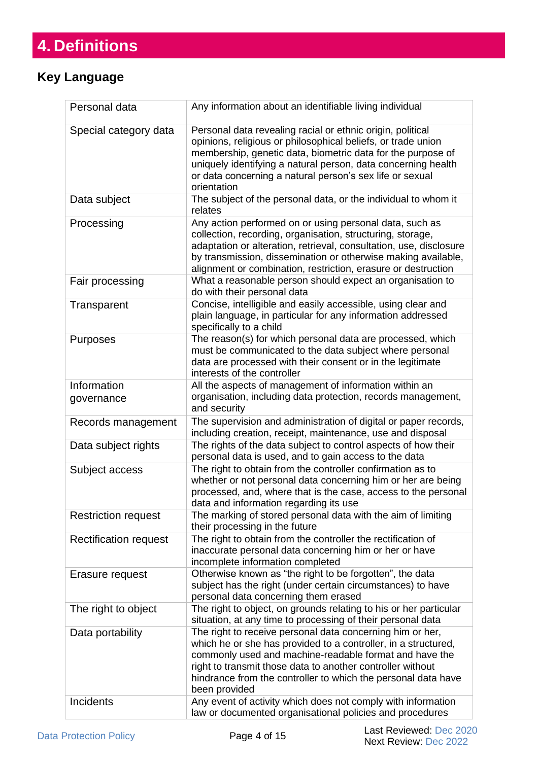# 4. Definitions

## Key Language

| Term | Definition |
|---|---|
| Personal data | Any information about an identifiable living individual |
| Special category data | Personal data revealing racial or ethnic origin, political opinions, religious or philosophical beliefs, or trade union membership, genetic data, biometric data for the purpose of uniquely identifying a natural person, data concerning health or data concerning a natural person's sex life or sexual orientation |
| Data subject | The subject of the personal data, or the individual to whom it relates |
| Processing | Any action performed on or using personal data, such as collection, recording, organisation, structuring, storage, adaptation or alteration, retrieval, consultation, use, disclosure by transmission, dissemination or otherwise making available, alignment or combination, restriction, erasure or destruction |
| Fair processing | What a reasonable person should expect an organisation to do with their personal data |
| Transparent | Concise, intelligible and easily accessible, using clear and plain language, in particular for any information addressed specifically to a child |
| Purposes | The reason(s) for which personal data are processed, which must be communicated to the data subject where personal data are processed with their consent or in the legitimate interests of the controller |
| Information governance | All the aspects of management of information within an organisation, including data protection, records management, and security |
| Records management | The supervision and administration of digital or paper records, including creation, receipt, maintenance, use and disposal |
| Data subject rights | The rights of the data subject to control aspects of how their personal data is used, and to gain access to the data |
| Subject access | The right to obtain from the controller confirmation as to whether or not personal data concerning him or her are being processed, and, where that is the case, access to the personal data and information regarding its use |
| Restriction request | The marking of stored personal data with the aim of limiting their processing in the future |
| Rectification request | The right to obtain from the controller the rectification of inaccurate personal data concerning him or her or have incomplete information completed |
| Erasure request | Otherwise known as "the right to be forgotten", the data subject has the right (under certain circumstances) to have personal data concerning them erased |
| The right to object | The right to object, on grounds relating to his or her particular situation, at any time to processing of their personal data |
| Data portability | The right to receive personal data concerning him or her, which he or she has provided to a controller, in a structured, commonly used and machine-readable format and have the right to transmit those data to another controller without hindrance from the controller to which the personal data have been provided |
| Incidents | Any event of activity which does not comply with information law or documented organisational policies and procedures |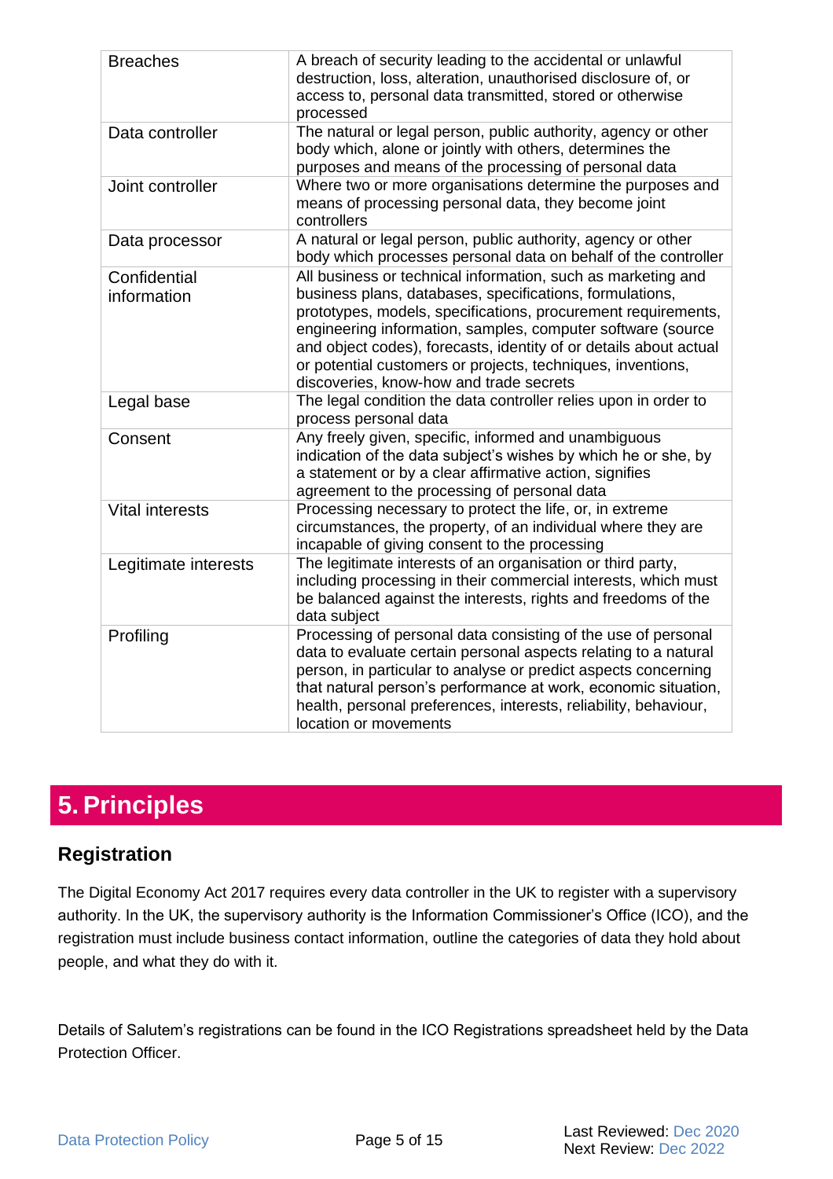| | |
|---|---|
| Breaches | A breach of security leading to the accidental or unlawful destruction, loss, alteration, unauthorised disclosure of, or access to, personal data transmitted, stored or otherwise processed |
| Data controller | The natural or legal person, public authority, agency or other body which, alone or jointly with others, determines the purposes and means of the processing of personal data |
| Joint controller | Where two or more organisations determine the purposes and means of processing personal data, they become joint controllers |
| Data processor | A natural or legal person, public authority, agency or other body which processes personal data on behalf of the controller |
| Confidential information | All business or technical information, such as marketing and business plans, databases, specifications, formulations, prototypes, models, specifications, procurement requirements, engineering information, samples, computer software (source and object codes), forecasts, identity of or details about actual or potential customers or projects, techniques, inventions, discoveries, know-how and trade secrets |
| Legal base | The legal condition the data controller relies upon in order to process personal data |
| Consent | Any freely given, specific, informed and unambiguous indication of the data subject's wishes by which he or she, by a statement or by a clear affirmative action, signifies agreement to the processing of personal data |
| Vital interests | Processing necessary to protect the life, or, in extreme circumstances, the property, of an individual where they are incapable of giving consent to the processing |
| Legitimate interests | The legitimate interests of an organisation or third party, including processing in their commercial interests, which must be balanced against the interests, rights and freedoms of the data subject |
| Profiling | Processing of personal data consisting of the use of personal data to evaluate certain personal aspects relating to a natural person, in particular to analyse or predict aspects concerning that natural person's performance at work, economic situation, health, personal preferences, interests, reliability, behaviour, location or movements |

# 5. Principles

## Registration

The Digital Economy Act 2017 requires every data controller in the UK to register with a supervisory authority. In the UK, the supervisory authority is the Information Commissioner's Office (ICO), and the registration must include business contact information, outline the categories of data they hold about people, and what they do with it.

Details of Salutem's registrations can be found in the ICO Registrations spreadsheet held by the Data Protection Officer.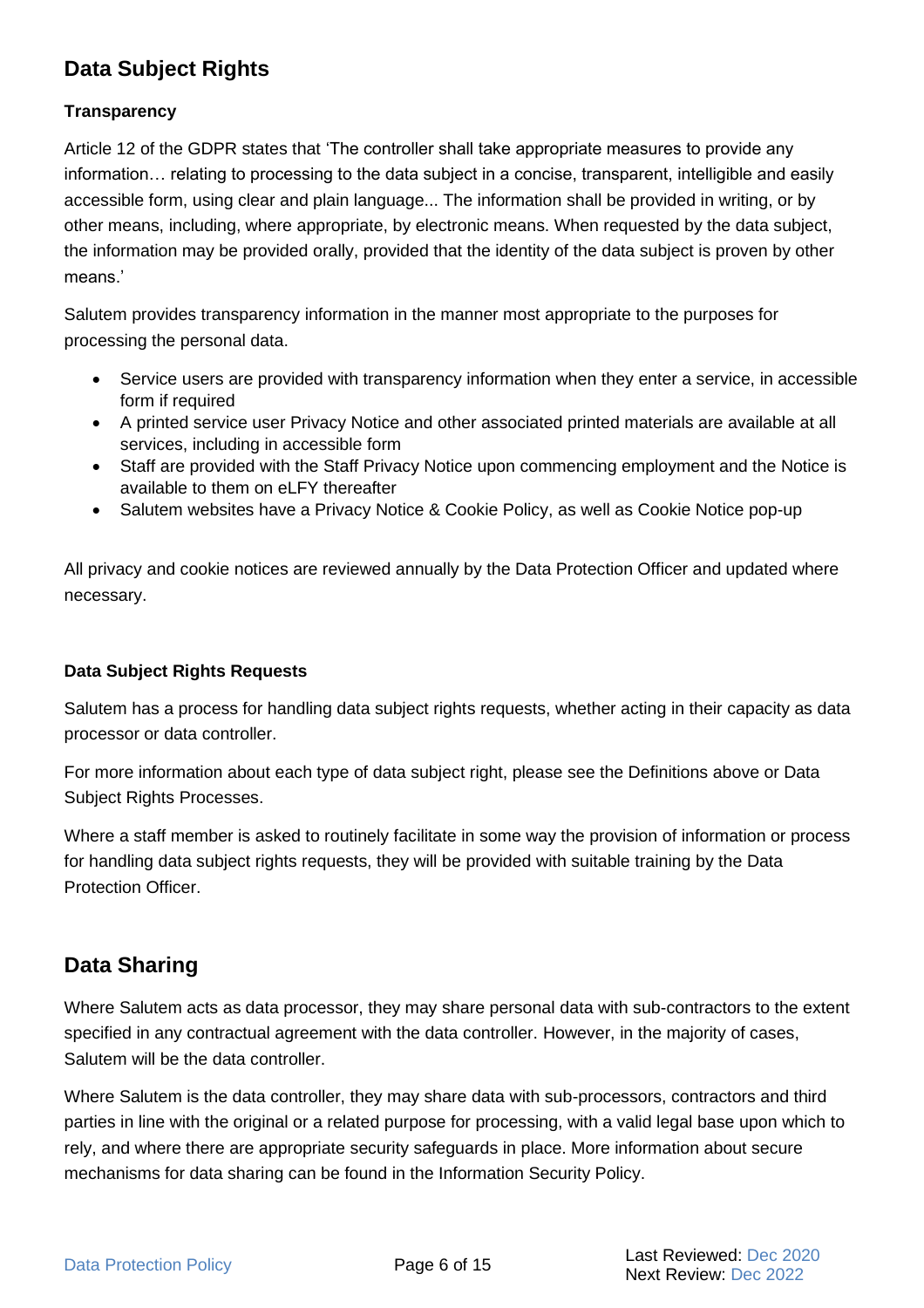## Data Subject Rights

### Transparency

Article 12 of the GDPR states that 'The controller shall take appropriate measures to provide any information… relating to processing to the data subject in a concise, transparent, intelligible and easily accessible form, using clear and plain language... The information shall be provided in writing, or by other means, including, where appropriate, by electronic means. When requested by the data subject, the information may be provided orally, provided that the identity of the data subject is proven by other means.'

Salutem provides transparency information in the manner most appropriate to the purposes for processing the personal data.

- Service users are provided with transparency information when they enter a service, in accessible form if required
- A printed service user Privacy Notice and other associated printed materials are available at all services, including in accessible form
- Staff are provided with the Staff Privacy Notice upon commencing employment and the Notice is available to them on eLFY thereafter
- Salutem websites have a Privacy Notice & Cookie Policy, as well as Cookie Notice pop-up

All privacy and cookie notices are reviewed annually by the Data Protection Officer and updated where necessary.

### Data Subject Rights Requests

Salutem has a process for handling data subject rights requests, whether acting in their capacity as data processor or data controller.

For more information about each type of data subject right, please see the Definitions above or Data Subject Rights Processes.

Where a staff member is asked to routinely facilitate in some way the provision of information or process for handling data subject rights requests, they will be provided with suitable training by the Data Protection Officer.

## Data Sharing

Where Salutem acts as data processor, they may share personal data with sub-contractors to the extent specified in any contractual agreement with the data controller. However, in the majority of cases, Salutem will be the data controller.

Where Salutem is the data controller, they may share data with sub-processors, contractors and third parties in line with the original or a related purpose for processing, with a valid legal base upon which to rely, and where there are appropriate security safeguards in place. More information about secure mechanisms for data sharing can be found in the Information Security Policy.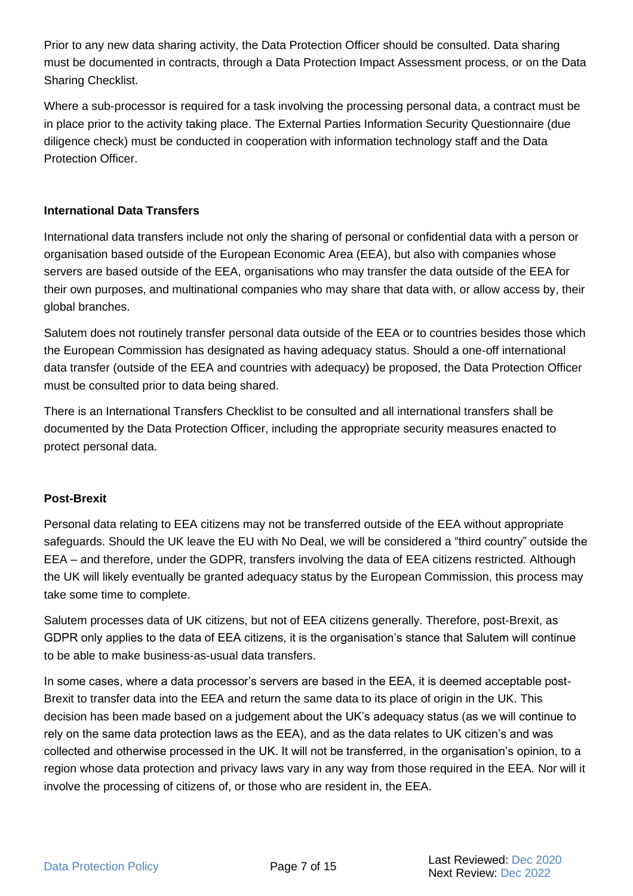Prior to any new data sharing activity, the Data Protection Officer should be consulted. Data sharing must be documented in contracts, through a Data Protection Impact Assessment process, or on the Data Sharing Checklist.

Where a sub-processor is required for a task involving the processing personal data, a contract must be in place prior to the activity taking place. The External Parties Information Security Questionnaire (due diligence check) must be conducted in cooperation with information technology staff and the Data Protection Officer.

**International Data Transfers**

International data transfers include not only the sharing of personal or confidential data with a person or organisation based outside of the European Economic Area (EEA), but also with companies whose servers are based outside of the EEA, organisations who may transfer the data outside of the EEA for their own purposes, and multinational companies who may share that data with, or allow access by, their global branches.

Salutem does not routinely transfer personal data outside of the EEA or to countries besides those which the European Commission has designated as having adequacy status. Should a one-off international data transfer (outside of the EEA and countries with adequacy) be proposed, the Data Protection Officer must be consulted prior to data being shared.

There is an International Transfers Checklist to be consulted and all international transfers shall be documented by the Data Protection Officer, including the appropriate security measures enacted to protect personal data.

**Post-Brexit**

Personal data relating to EEA citizens may not be transferred outside of the EEA without appropriate safeguards. Should the UK leave the EU with No Deal, we will be considered a "third country" outside the EEA – and therefore, under the GDPR, transfers involving the data of EEA citizens restricted. Although the UK will likely eventually be granted adequacy status by the European Commission, this process may take some time to complete.

Salutem processes data of UK citizens, but not of EEA citizens generally. Therefore, post-Brexit, as GDPR only applies to the data of EEA citizens, it is the organisation's stance that Salutem will continue to be able to make business-as-usual data transfers.

In some cases, where a data processor's servers are based in the EEA, it is deemed acceptable post-Brexit to transfer data into the EEA and return the same data to its place of origin in the UK. This decision has been made based on a judgement about the UK's adequacy status (as we will continue to rely on the same data protection laws as the EEA), and as the data relates to UK citizen's and was collected and otherwise processed in the UK. It will not be transferred, in the organisation's opinion, to a region whose data protection and privacy laws vary in any way from those required in the EEA. Nor will it involve the processing of citizens of, or those who are resident in, the EEA.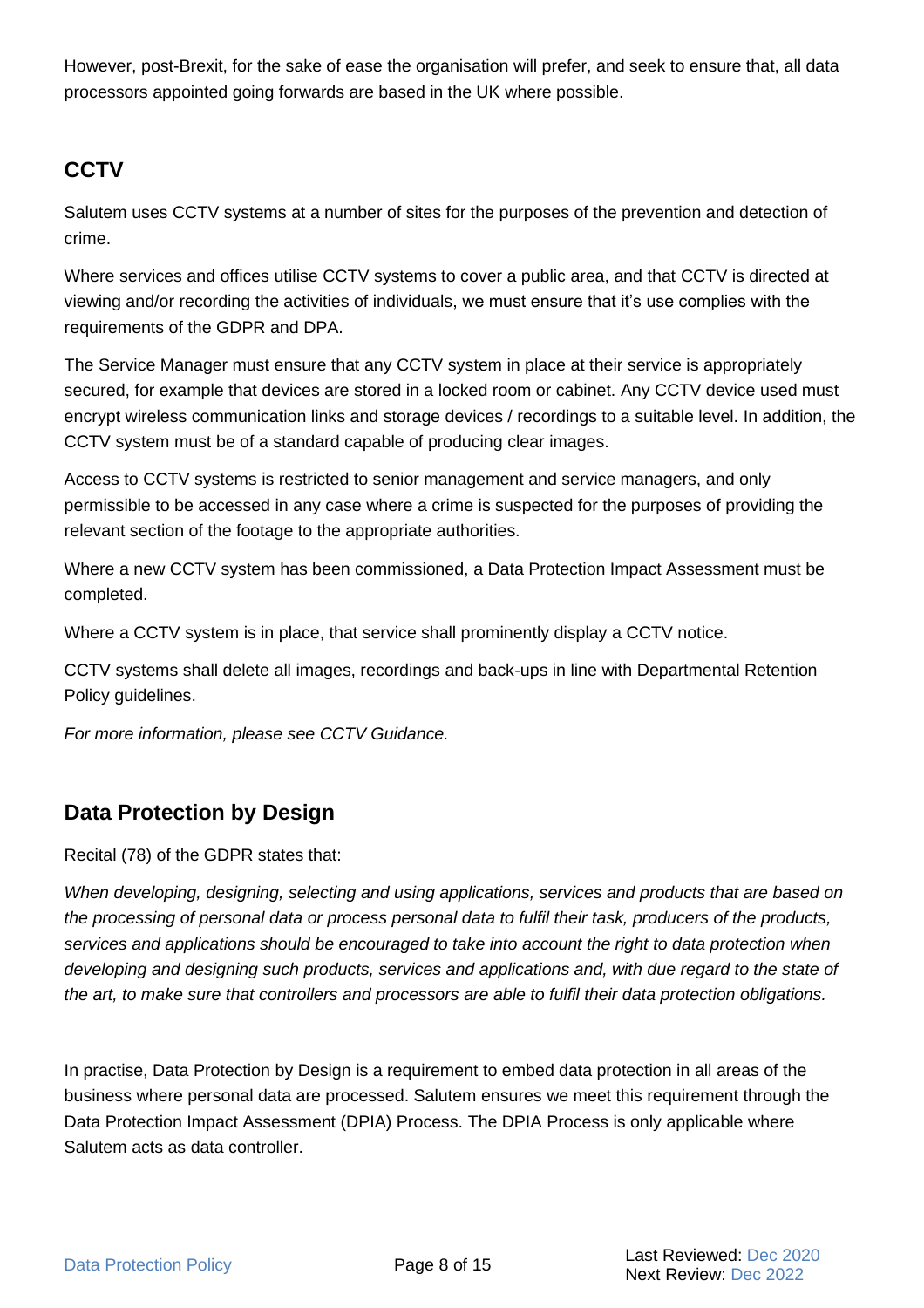However, post-Brexit, for the sake of ease the organisation will prefer, and seek to ensure that, all data processors appointed going forwards are based in the UK where possible.

## CCTV

Salutem uses CCTV systems at a number of sites for the purposes of the prevention and detection of crime.

Where services and offices utilise CCTV systems to cover a public area, and that CCTV is directed at viewing and/or recording the activities of individuals, we must ensure that it's use complies with the requirements of the GDPR and DPA.

The Service Manager must ensure that any CCTV system in place at their service is appropriately secured, for example that devices are stored in a locked room or cabinet. Any CCTV device used must encrypt wireless communication links and storage devices / recordings to a suitable level. In addition, the CCTV system must be of a standard capable of producing clear images.

Access to CCTV systems is restricted to senior management and service managers, and only permissible to be accessed in any case where a crime is suspected for the purposes of providing the relevant section of the footage to the appropriate authorities.

Where a new CCTV system has been commissioned, a Data Protection Impact Assessment must be completed.

Where a CCTV system is in place, that service shall prominently display a CCTV notice.

CCTV systems shall delete all images, recordings and back-ups in line with Departmental Retention Policy guidelines.

*For more information, please see CCTV Guidance.*

## Data Protection by Design

Recital (78) of the GDPR states that:

*When developing, designing, selecting and using applications, services and products that are based on the processing of personal data or process personal data to fulfil their task, producers of the products, services and applications should be encouraged to take into account the right to data protection when developing and designing such products, services and applications and, with due regard to the state of the art, to make sure that controllers and processors are able to fulfil their data protection obligations.*

In practise, Data Protection by Design is a requirement to embed data protection in all areas of the business where personal data are processed. Salutem ensures we meet this requirement through the Data Protection Impact Assessment (DPIA) Process. The DPIA Process is only applicable where Salutem acts as data controller.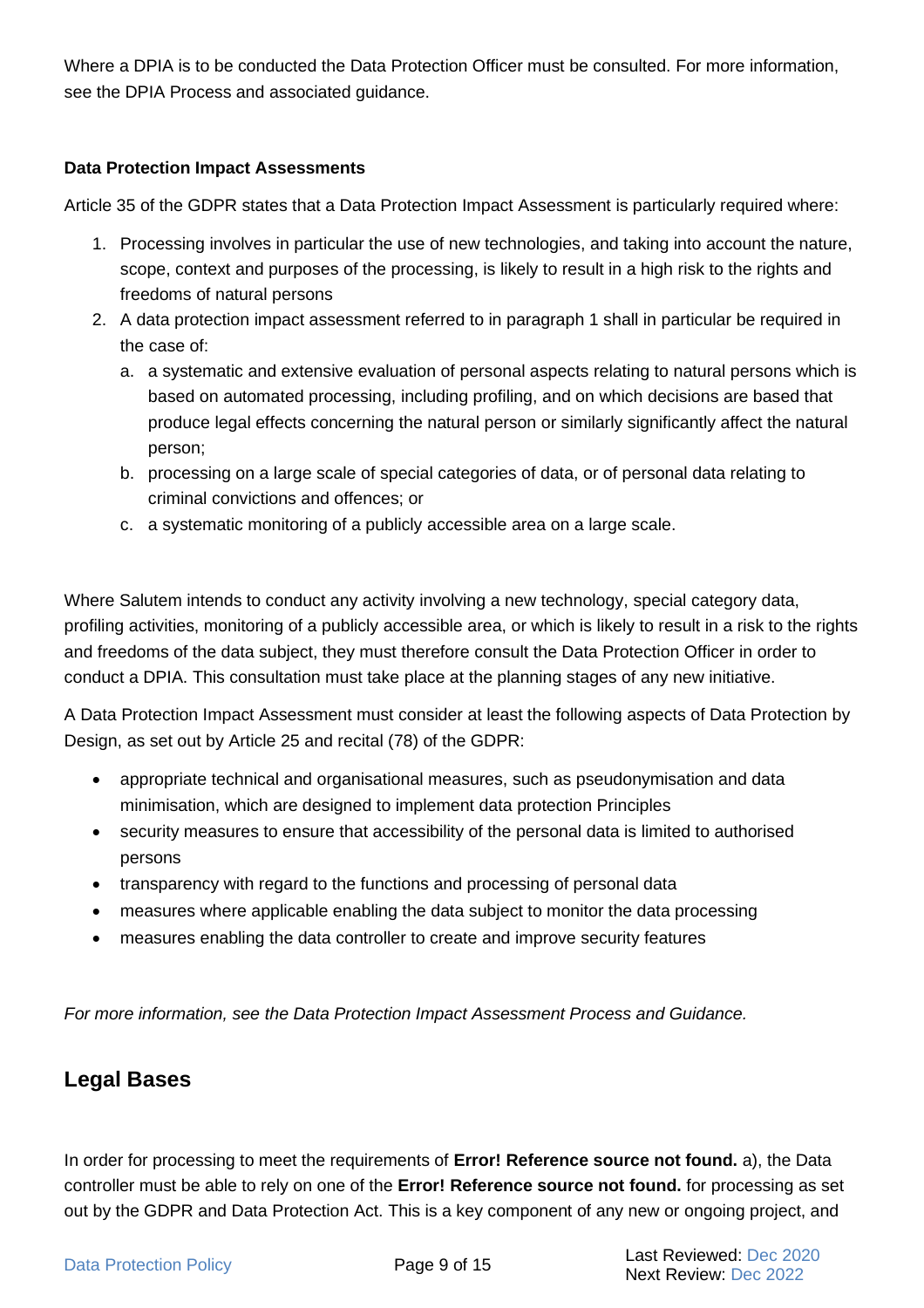Where a DPIA is to be conducted the Data Protection Officer must be consulted. For more information, see the DPIA Process and associated guidance.

**Data Protection Impact Assessments**

Article 35 of the GDPR states that a Data Protection Impact Assessment is particularly required where:

1. Processing involves in particular the use of new technologies, and taking into account the nature, scope, context and purposes of the processing, is likely to result in a high risk to the rights and freedoms of natural persons
2. A data protection impact assessment referred to in paragraph 1 shall in particular be required in the case of:
   a. a systematic and extensive evaluation of personal aspects relating to natural persons which is based on automated processing, including profiling, and on which decisions are based that produce legal effects concerning the natural person or similarly significantly affect the natural person;
   b. processing on a large scale of special categories of data, or of personal data relating to criminal convictions and offences; or
   c. a systematic monitoring of a publicly accessible area on a large scale.

Where Salutem intends to conduct any activity involving a new technology, special category data, profiling activities, monitoring of a publicly accessible area, or which is likely to result in a risk to the rights and freedoms of the data subject, they must therefore consult the Data Protection Officer in order to conduct a DPIA. This consultation must take place at the planning stages of any new initiative.

A Data Protection Impact Assessment must consider at least the following aspects of Data Protection by Design, as set out by Article 25 and recital (78) of the GDPR:

- appropriate technical and organisational measures, such as pseudonymisation and data minimisation, which are designed to implement data protection Principles
- security measures to ensure that accessibility of the personal data is limited to authorised persons
- transparency with regard to the functions and processing of personal data
- measures where applicable enabling the data subject to monitor the data processing
- measures enabling the data controller to create and improve security features

*For more information, see the Data Protection Impact Assessment Process and Guidance.*

## Legal Bases

In order for processing to meet the requirements of **Error! Reference source not found.** a), the Data controller must be able to rely on one of the **Error! Reference source not found.** for processing as set out by the GDPR and Data Protection Act. This is a key component of any new or ongoing project, and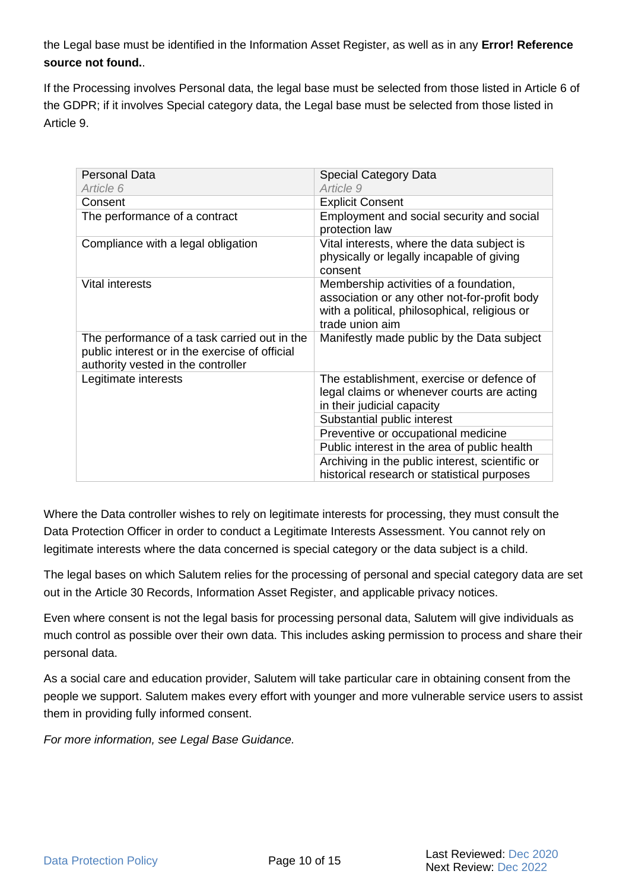the Legal base must be identified in the Information Asset Register, as well as in any **Error! Reference source not found.**.

If the Processing involves Personal data, the legal base must be selected from those listed in Article 6 of the GDPR; if it involves Special category data, the Legal base must be selected from those listed in Article 9.

| Personal Data *Article 6* | Special Category Data *Article 9* |
|---|---|
| Consent | Explicit Consent |
| The performance of a contract | Employment and social security and social protection law |
| Compliance with a legal obligation | Vital interests, where the data subject is physically or legally incapable of giving consent |
| Vital interests | Membership activities of a foundation, association or any other not-for-profit body with a political, philosophical, religious or trade union aim |
| The performance of a task carried out in the public interest or in the exercise of official authority vested in the controller | Manifestly made public by the Data subject |
| Legitimate interests | The establishment, exercise or defence of legal claims or whenever courts are acting in their judicial capacity |
| | Substantial public interest |
| | Preventive or occupational medicine |
| | Public interest in the area of public health |
| | Archiving in the public interest, scientific or historical research or statistical purposes |

Where the Data controller wishes to rely on legitimate interests for processing, they must consult the Data Protection Officer in order to conduct a Legitimate Interests Assessment. You cannot rely on legitimate interests where the data concerned is special category or the data subject is a child.

The legal bases on which Salutem relies for the processing of personal and special category data are set out in the Article 30 Records, Information Asset Register, and applicable privacy notices.

Even where consent is not the legal basis for processing personal data, Salutem will give individuals as much control as possible over their own data. This includes asking permission to process and share their personal data.

As a social care and education provider, Salutem will take particular care in obtaining consent from the people we support. Salutem makes every effort with younger and more vulnerable service users to assist them in providing fully informed consent.

*For more information, see Legal Base Guidance.*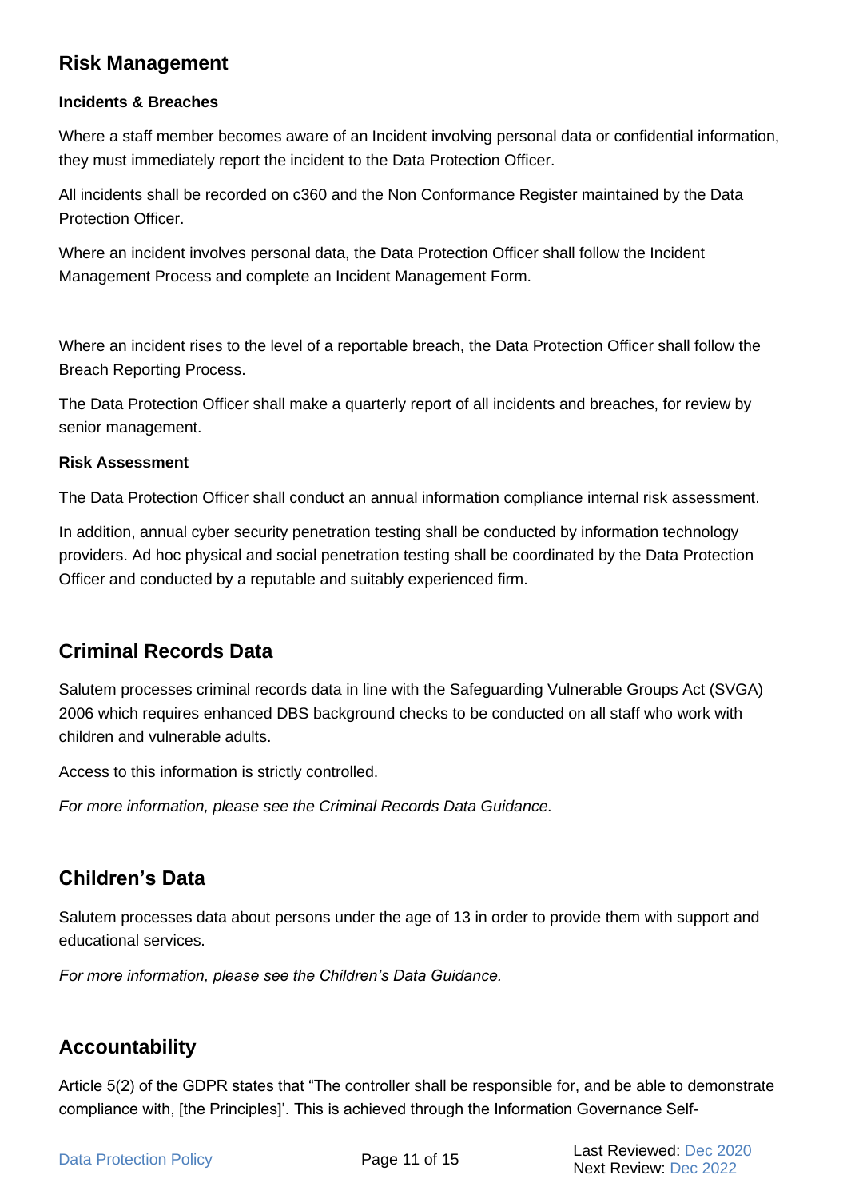## Risk Management

### Incidents & Breaches

Where a staff member becomes aware of an Incident involving personal data or confidential information, they must immediately report the incident to the Data Protection Officer.

All incidents shall be recorded on c360 and the Non Conformance Register maintained by the Data Protection Officer.

Where an incident involves personal data, the Data Protection Officer shall follow the Incident Management Process and complete an Incident Management Form.

Where an incident rises to the level of a reportable breach, the Data Protection Officer shall follow the Breach Reporting Process.

The Data Protection Officer shall make a quarterly report of all incidents and breaches, for review by senior management.

### Risk Assessment

The Data Protection Officer shall conduct an annual information compliance internal risk assessment.

In addition, annual cyber security penetration testing shall be conducted by information technology providers. Ad hoc physical and social penetration testing shall be coordinated by the Data Protection Officer and conducted by a reputable and suitably experienced firm.

## Criminal Records Data

Salutem processes criminal records data in line with the Safeguarding Vulnerable Groups Act (SVGA) 2006 which requires enhanced DBS background checks to be conducted on all staff who work with children and vulnerable adults.

Access to this information is strictly controlled.

*For more information, please see the Criminal Records Data Guidance.*

## Children's Data

Salutem processes data about persons under the age of 13 in order to provide them with support and educational services.

*For more information, please see the Children's Data Guidance.*

## Accountability

Article 5(2) of the GDPR states that "The controller shall be responsible for, and be able to demonstrate compliance with, [the Principles]'. This is achieved through the Information Governance Self-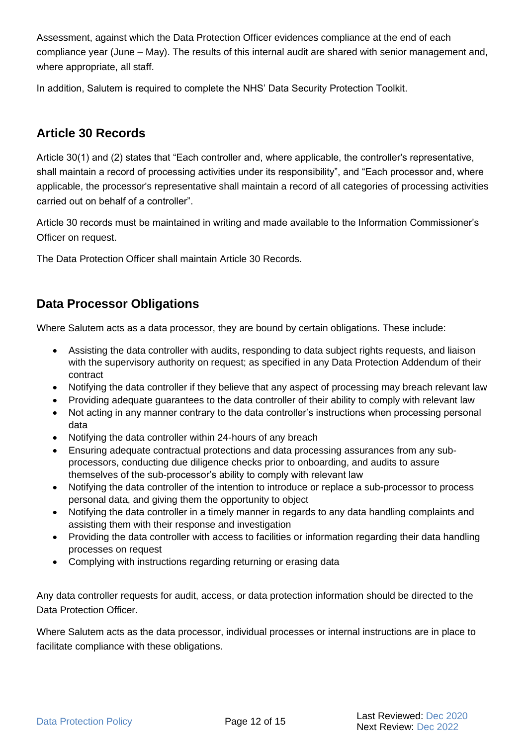Assessment, against which the Data Protection Officer evidences compliance at the end of each compliance year (June – May). The results of this internal audit are shared with senior management and, where appropriate, all staff.

In addition, Salutem is required to complete the NHS' Data Security Protection Toolkit.

## Article 30 Records

Article 30(1) and (2) states that "Each controller and, where applicable, the controller's representative, shall maintain a record of processing activities under its responsibility", and "Each processor and, where applicable, the processor's representative shall maintain a record of all categories of processing activities carried out on behalf of a controller".

Article 30 records must be maintained in writing and made available to the Information Commissioner's Officer on request.

The Data Protection Officer shall maintain Article 30 Records.

## Data Processor Obligations

Where Salutem acts as a data processor, they are bound by certain obligations. These include:

- Assisting the data controller with audits, responding to data subject rights requests, and liaison with the supervisory authority on request; as specified in any Data Protection Addendum of their contract
- Notifying the data controller if they believe that any aspect of processing may breach relevant law
- Providing adequate guarantees to the data controller of their ability to comply with relevant law
- Not acting in any manner contrary to the data controller's instructions when processing personal data
- Notifying the data controller within 24-hours of any breach
- Ensuring adequate contractual protections and data processing assurances from any sub-processors, conducting due diligence checks prior to onboarding, and audits to assure themselves of the sub-processor's ability to comply with relevant law
- Notifying the data controller of the intention to introduce or replace a sub-processor to process personal data, and giving them the opportunity to object
- Notifying the data controller in a timely manner in regards to any data handling complaints and assisting them with their response and investigation
- Providing the data controller with access to facilities or information regarding their data handling processes on request
- Complying with instructions regarding returning or erasing data

Any data controller requests for audit, access, or data protection information should be directed to the Data Protection Officer.

Where Salutem acts as the data processor, individual processes or internal instructions are in place to facilitate compliance with these obligations.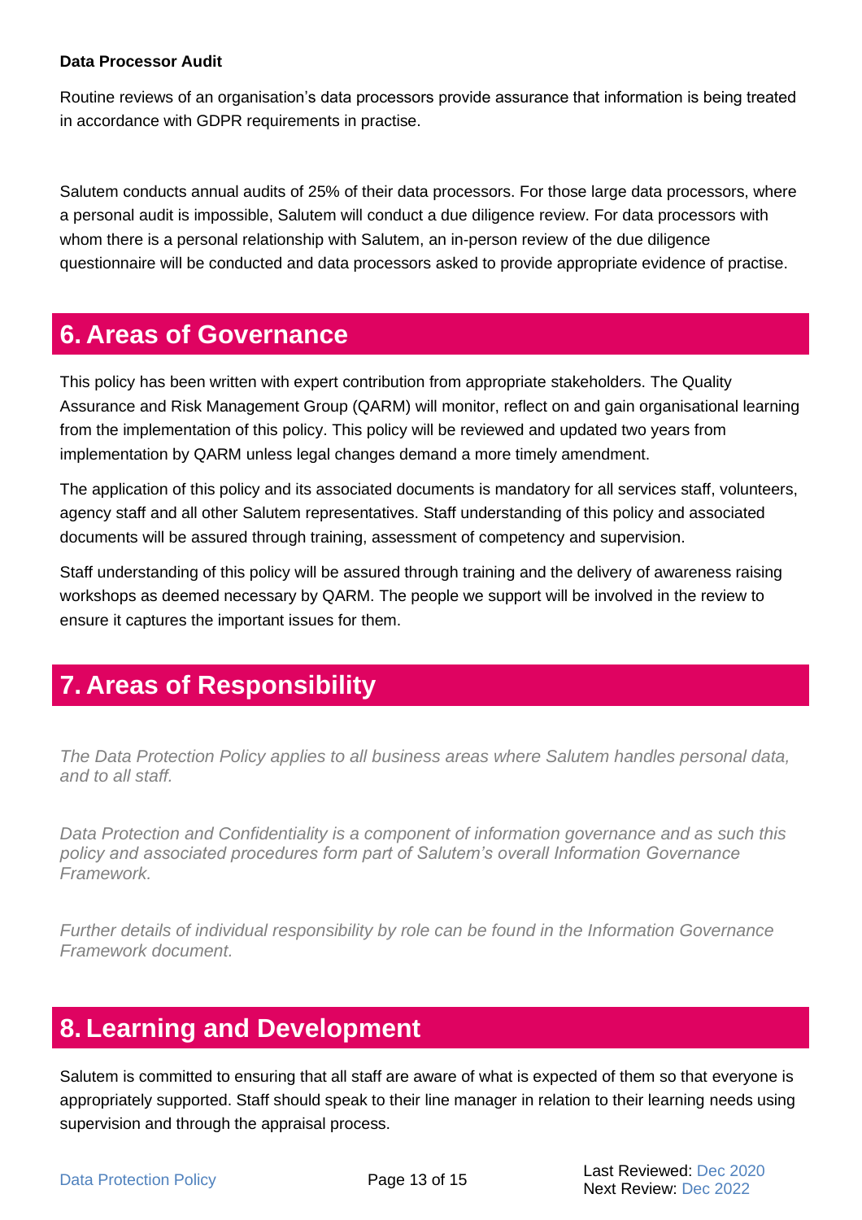**Data Processor Audit**

Routine reviews of an organisation's data processors provide assurance that information is being treated in accordance with GDPR requirements in practise.

Salutem conducts annual audits of 25% of their data processors. For those large data processors, where a personal audit is impossible, Salutem will conduct a due diligence review. For data processors with whom there is a personal relationship with Salutem, an in-person review of the due diligence questionnaire will be conducted and data processors asked to provide appropriate evidence of practise.

## 6. Areas of Governance

This policy has been written with expert contribution from appropriate stakeholders. The Quality Assurance and Risk Management Group (QARM) will monitor, reflect on and gain organisational learning from the implementation of this policy. This policy will be reviewed and updated two years from implementation by QARM unless legal changes demand a more timely amendment.

The application of this policy and its associated documents is mandatory for all services staff, volunteers, agency staff and all other Salutem representatives. Staff understanding of this policy and associated documents will be assured through training, assessment of competency and supervision.

Staff understanding of this policy will be assured through training and the delivery of awareness raising workshops as deemed necessary by QARM. The people we support will be involved in the review to ensure it captures the important issues for them.

## 7. Areas of Responsibility

*The Data Protection Policy applies to all business areas where Salutem handles personal data, and to all staff.*

*Data Protection and Confidentiality is a component of information governance and as such this policy and associated procedures form part of Salutem's overall Information Governance Framework.*

*Further details of individual responsibility by role can be found in the Information Governance Framework document.*

## 8. Learning and Development

Salutem is committed to ensuring that all staff are aware of what is expected of them so that everyone is appropriately supported. Staff should speak to their line manager in relation to their learning needs using supervision and through the appraisal process.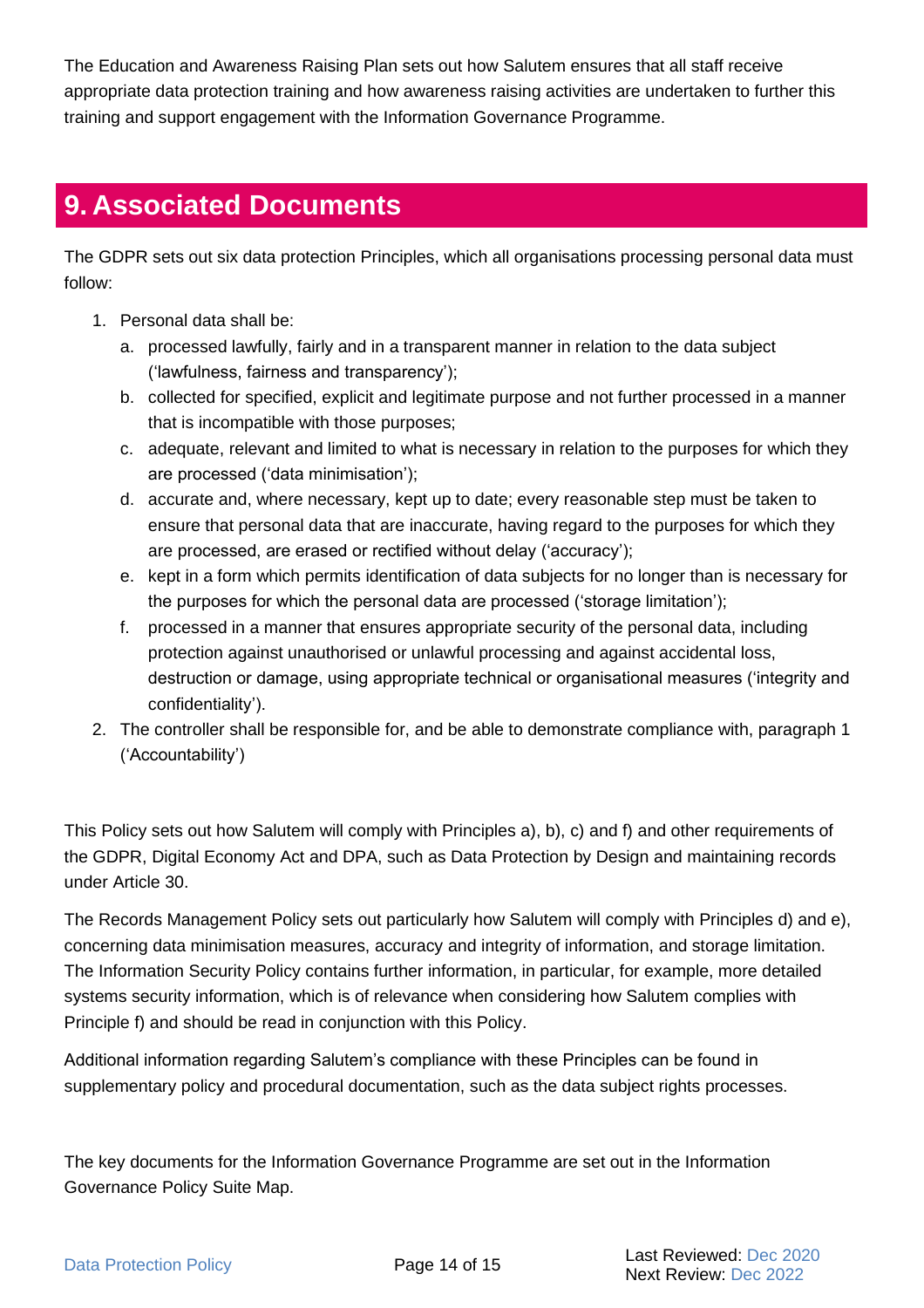The Education and Awareness Raising Plan sets out how Salutem ensures that all staff receive appropriate data protection training and how awareness raising activities are undertaken to further this training and support engagement with the Information Governance Programme.

## 9. Associated Documents

The GDPR sets out six data protection Principles, which all organisations processing personal data must follow:

1. Personal data shall be:
   a. processed lawfully, fairly and in a transparent manner in relation to the data subject ('lawfulness, fairness and transparency');
   b. collected for specified, explicit and legitimate purpose and not further processed in a manner that is incompatible with those purposes;
   c. adequate, relevant and limited to what is necessary in relation to the purposes for which they are processed ('data minimisation');
   d. accurate and, where necessary, kept up to date; every reasonable step must be taken to ensure that personal data that are inaccurate, having regard to the purposes for which they are processed, are erased or rectified without delay ('accuracy');
   e. kept in a form which permits identification of data subjects for no longer than is necessary for the purposes for which the personal data are processed ('storage limitation');
   f. processed in a manner that ensures appropriate security of the personal data, including protection against unauthorised or unlawful processing and against accidental loss, destruction or damage, using appropriate technical or organisational measures ('integrity and confidentiality').
2. The controller shall be responsible for, and be able to demonstrate compliance with, paragraph 1 ('Accountability')

This Policy sets out how Salutem will comply with Principles a), b), c) and f) and other requirements of the GDPR, Digital Economy Act and DPA, such as Data Protection by Design and maintaining records under Article 30.

The Records Management Policy sets out particularly how Salutem will comply with Principles d) and e), concerning data minimisation measures, accuracy and integrity of information, and storage limitation. The Information Security Policy contains further information, in particular, for example, more detailed systems security information, which is of relevance when considering how Salutem complies with Principle f) and should be read in conjunction with this Policy.

Additional information regarding Salutem's compliance with these Principles can be found in supplementary policy and procedural documentation, such as the data subject rights processes.

The key documents for the Information Governance Programme are set out in the Information Governance Policy Suite Map.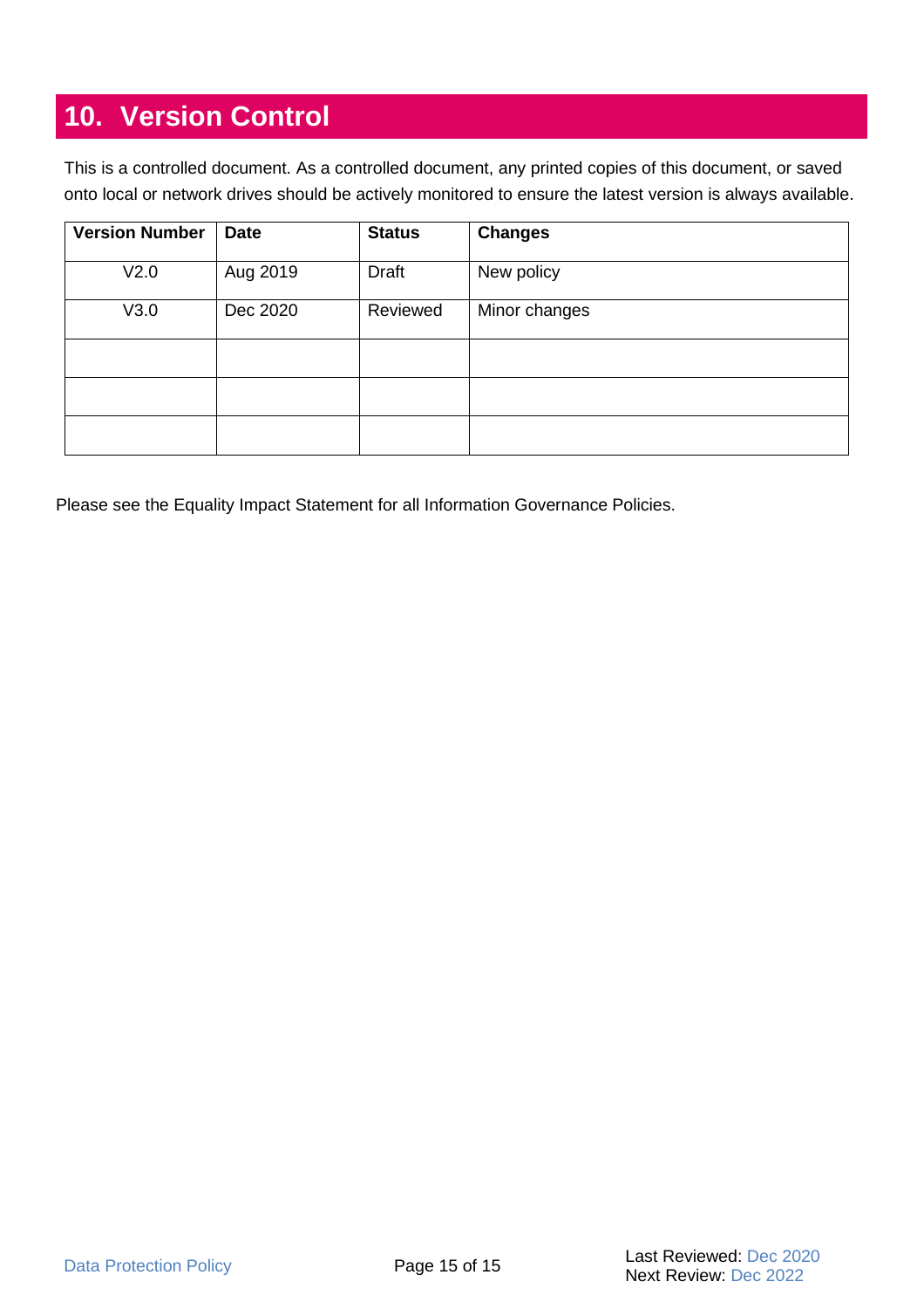## 10. Version Control

This is a controlled document. As a controlled document, any printed copies of this document, or saved onto local or network drives should be actively monitored to ensure the latest version is always available.

| Version Number | Date | Status | Changes |
|---|---|---|---|
| V2.0 | Aug 2019 | Draft | New policy |
| V3.0 | Dec 2020 | Reviewed | Minor changes |
| | | | |
| | | | |
| | | | |

Please see the Equality Impact Statement for all Information Governance Policies.